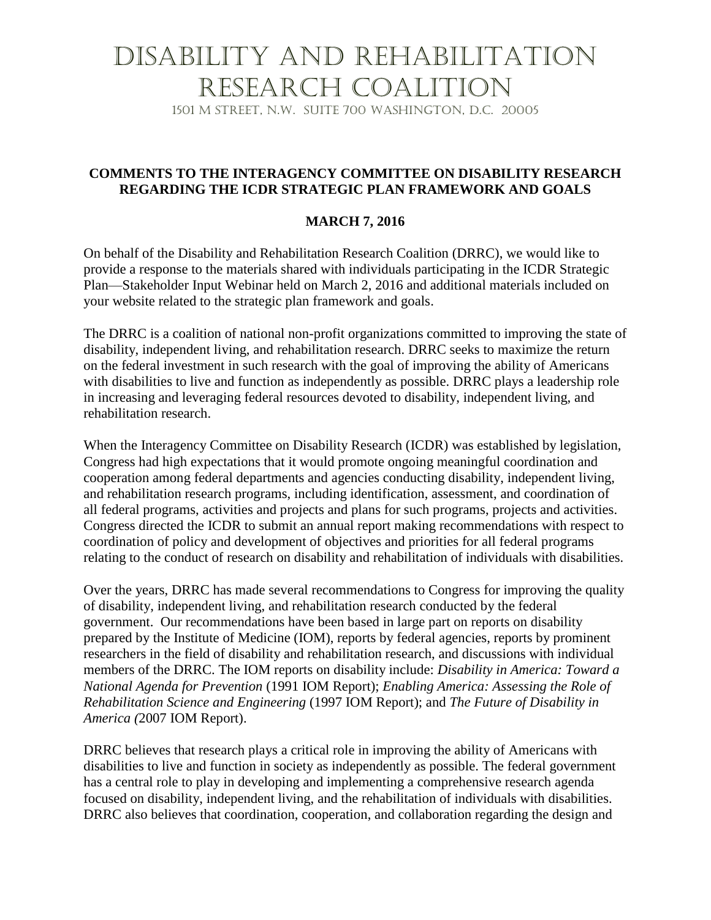# DISABILITY AND REHABILITATION RESEARCH COALITION

1501 M STREET, N.W. SUITE 700 WASHINGTON, D.C. 20005

**COMMENTS TO THE INTERAGENCY COMMITTEE ON DISABILITY RESEARCH REGARDING THE ICDR STRATEGIC PLAN FRAMEWORK AND GOALS**

**MARCH 7, 2016**

On behalf of the Disability and Rehabilitation Research Coalition (DRRC), we would like to provide a response to the materials shared with individuals participating in the ICDR Strategic Plan—Stakeholder Input Webinar held on March 2, 2016 and additional materials included on your website related to the strategic plan framework and goals.

The DRRC is a coalition of national non-profit organizations committed to improving the state of disability, independent living, and rehabilitation research. DRRC seeks to maximize the return on the federal investment in such research with the goal of improving the ability of Americans with disabilities to live and function as independently as possible. DRRC plays a leadership role in increasing and leveraging federal resources devoted to disability, independent living, and rehabilitation research.

When the Interagency Committee on Disability Research (ICDR) was established by legislation, Congress had high expectations that it would promote ongoing meaningful coordination and cooperation among federal departments and agencies conducting disability, independent living, and rehabilitation research programs, including identification, assessment, and coordination of all federal programs, activities and projects and plans for such programs, projects and activities. Congress directed the ICDR to submit an annual report making recommendations with respect to coordination of policy and development of objectives and priorities for all federal programs relating to the conduct of research on disability and rehabilitation of individuals with disabilities.

Over the years, DRRC has made several recommendations to Congress for improving the quality of disability, independent living, and rehabilitation research conducted by the federal government. Our recommendations have been based in large part on reports on disability prepared by the Institute of Medicine (IOM), reports by federal agencies, reports by prominent researchers in the field of disability and rehabilitation research, and discussions with individual members of the DRRC. The IOM reports on disability include: *Disability in America: Toward a National Agenda for Prevention* (1991 IOM Report); *Enabling America: Assessing the Role of Rehabilitation Science and Engineering* (1997 IOM Report); and *The Future of Disability in America (*2007 IOM Report).

DRRC believes that research plays a critical role in improving the ability of Americans with disabilities to live and function in society as independently as possible. The federal government has a central role to play in developing and implementing a comprehensive research agenda focused on disability, independent living, and the rehabilitation of individuals with disabilities. DRRC also believes that coordination, cooperation, and collaboration regarding the design and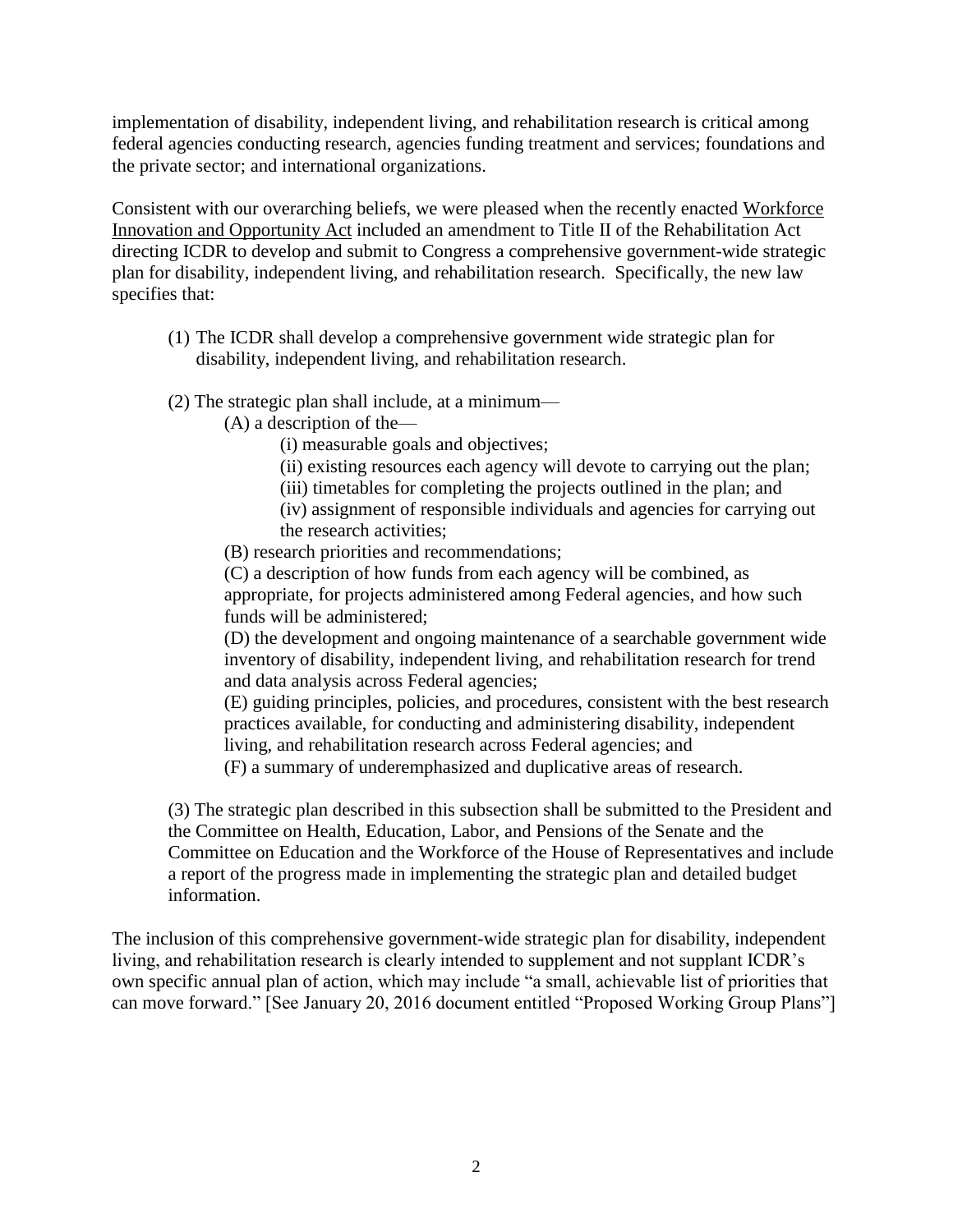implementation of disability, independent living, and rehabilitation research is critical among federal agencies conducting research, agencies funding treatment and services; foundations and the private sector; and international organizations.

Consistent with our overarching beliefs, we were pleased when the recently enacted Workforce Innovation and Opportunity Act included an amendment to Title II of the Rehabilitation Act directing ICDR to develop and submit to Congress a comprehensive government-wide strategic plan for disability, independent living, and rehabilitation research. Specifically, the new law specifies that:

(1) The ICDR shall develop a comprehensive government wide strategic plan for disability, independent living, and rehabilitation research.

(2) The strategic plan shall include, at a minimum—

  (A) a description of the—

    (i) measurable goals and objectives;

    (ii) existing resources each agency will devote to carrying out the plan;

    (iii) timetables for completing the projects outlined in the plan; and

    (iv) assignment of responsible individuals and agencies for carrying out the research activities;

  (B) research priorities and recommendations;

  (C) a description of how funds from each agency will be combined, as appropriate, for projects administered among Federal agencies, and how such funds will be administered;

  (D) the development and ongoing maintenance of a searchable government wide inventory of disability, independent living, and rehabilitation research for trend and data analysis across Federal agencies;

  (E) guiding principles, policies, and procedures, consistent with the best research practices available, for conducting and administering disability, independent living, and rehabilitation research across Federal agencies; and

  (F) a summary of underemphasized and duplicative areas of research.

(3) The strategic plan described in this subsection shall be submitted to the President and the Committee on Health, Education, Labor, and Pensions of the Senate and the Committee on Education and the Workforce of the House of Representatives and include a report of the progress made in implementing the strategic plan and detailed budget information.

The inclusion of this comprehensive government-wide strategic plan for disability, independent living, and rehabilitation research is clearly intended to supplement and not supplant ICDR's own specific annual plan of action, which may include "a small, achievable list of priorities that can move forward." [See January 20, 2016 document entitled "Proposed Working Group Plans"]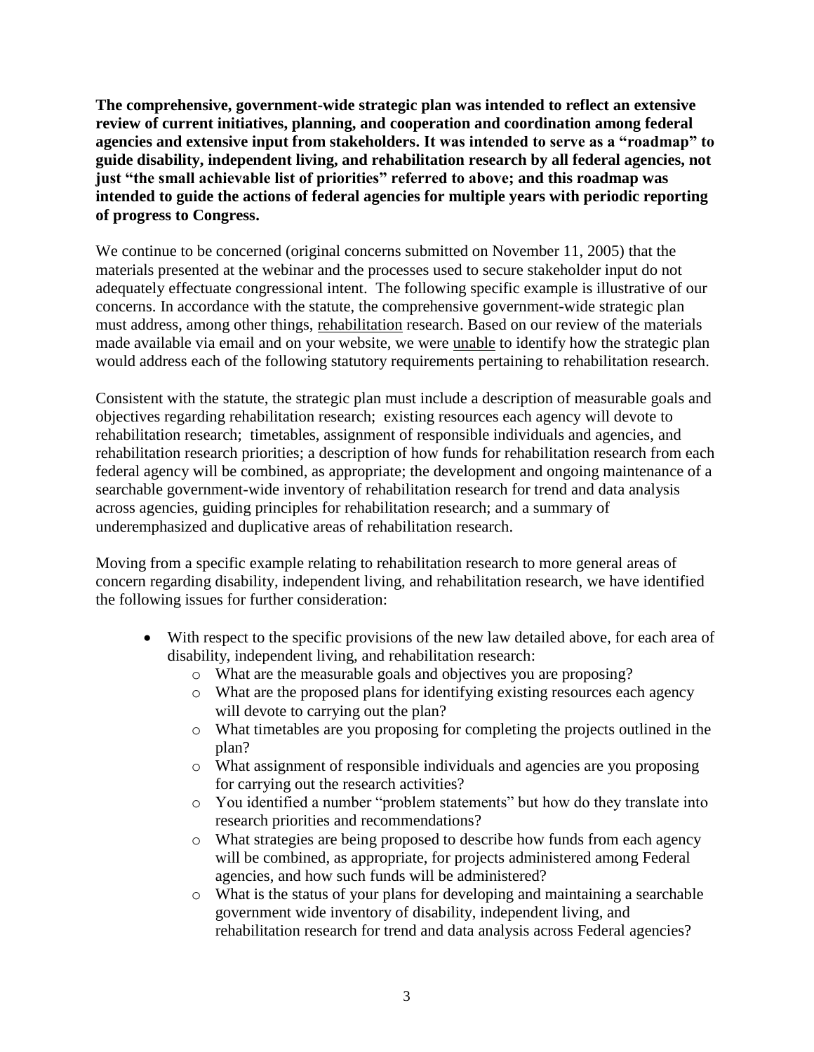**The comprehensive, government-wide strategic plan was intended to reflect an extensive review of current initiatives, planning, and cooperation and coordination among federal agencies and extensive input from stakeholders. It was intended to serve as a "roadmap" to guide disability, independent living, and rehabilitation research by all federal agencies, not just "the small achievable list of priorities" referred to above; and this roadmap was intended to guide the actions of federal agencies for multiple years with periodic reporting of progress to Congress.**

We continue to be concerned (original concerns submitted on November 11, 2005) that the materials presented at the webinar and the processes used to secure stakeholder input do not adequately effectuate congressional intent. The following specific example is illustrative of our concerns. In accordance with the statute, the comprehensive government-wide strategic plan must address, among other things, <u>rehabilitation</u> research. Based on our review of the materials made available via email and on your website, we were <u>unable</u> to identify how the strategic plan would address each of the following statutory requirements pertaining to rehabilitation research.

Consistent with the statute, the strategic plan must include a description of measurable goals and objectives regarding rehabilitation research; existing resources each agency will devote to rehabilitation research; timetables, assignment of responsible individuals and agencies, and rehabilitation research priorities; a description of how funds for rehabilitation research from each federal agency will be combined, as appropriate; the development and ongoing maintenance of a searchable government-wide inventory of rehabilitation research for trend and data analysis across agencies, guiding principles for rehabilitation research; and a summary of underemphasized and duplicative areas of rehabilitation research.

Moving from a specific example relating to rehabilitation research to more general areas of concern regarding disability, independent living, and rehabilitation research, we have identified the following issues for further consideration:

- With respect to the specific provisions of the new law detailed above, for each area of disability, independent living, and rehabilitation research:
    - What are the measurable goals and objectives you are proposing?
    - What are the proposed plans for identifying existing resources each agency will devote to carrying out the plan?
    - What timetables are you proposing for completing the projects outlined in the plan?
    - What assignment of responsible individuals and agencies are you proposing for carrying out the research activities?
    - You identified a number "problem statements" but how do they translate into research priorities and recommendations?
    - What strategies are being proposed to describe how funds from each agency will be combined, as appropriate, for projects administered among Federal agencies, and how such funds will be administered?
    - What is the status of your plans for developing and maintaining a searchable government wide inventory of disability, independent living, and rehabilitation research for trend and data analysis across Federal agencies?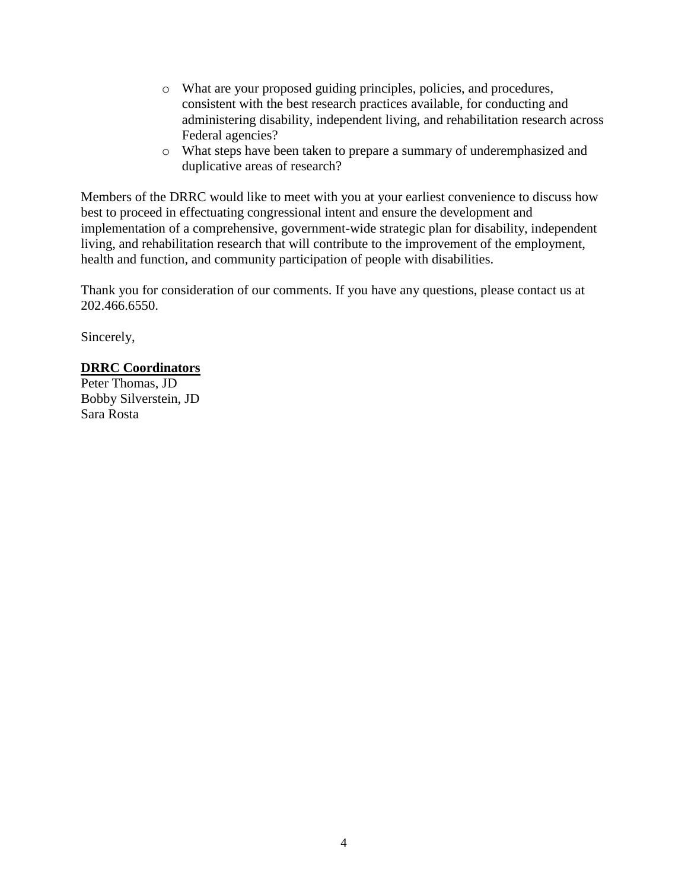- What are your proposed guiding principles, policies, and procedures, consistent with the best research practices available, for conducting and administering disability, independent living, and rehabilitation research across Federal agencies?
  - What steps have been taken to prepare a summary of underemphasized and duplicative areas of research?

Members of the DRRC would like to meet with you at your earliest convenience to discuss how best to proceed in effectuating congressional intent and ensure the development and implementation of a comprehensive, government-wide strategic plan for disability, independent living, and rehabilitation research that will contribute to the improvement of the employment, health and function, and community participation of people with disabilities.

Thank you for consideration of our comments. If you have any questions, please contact us at 202.466.6550.

Sincerely,

**DRRC Coordinators**
Peter Thomas, JD
Bobby Silverstein, JD
Sara Rosta